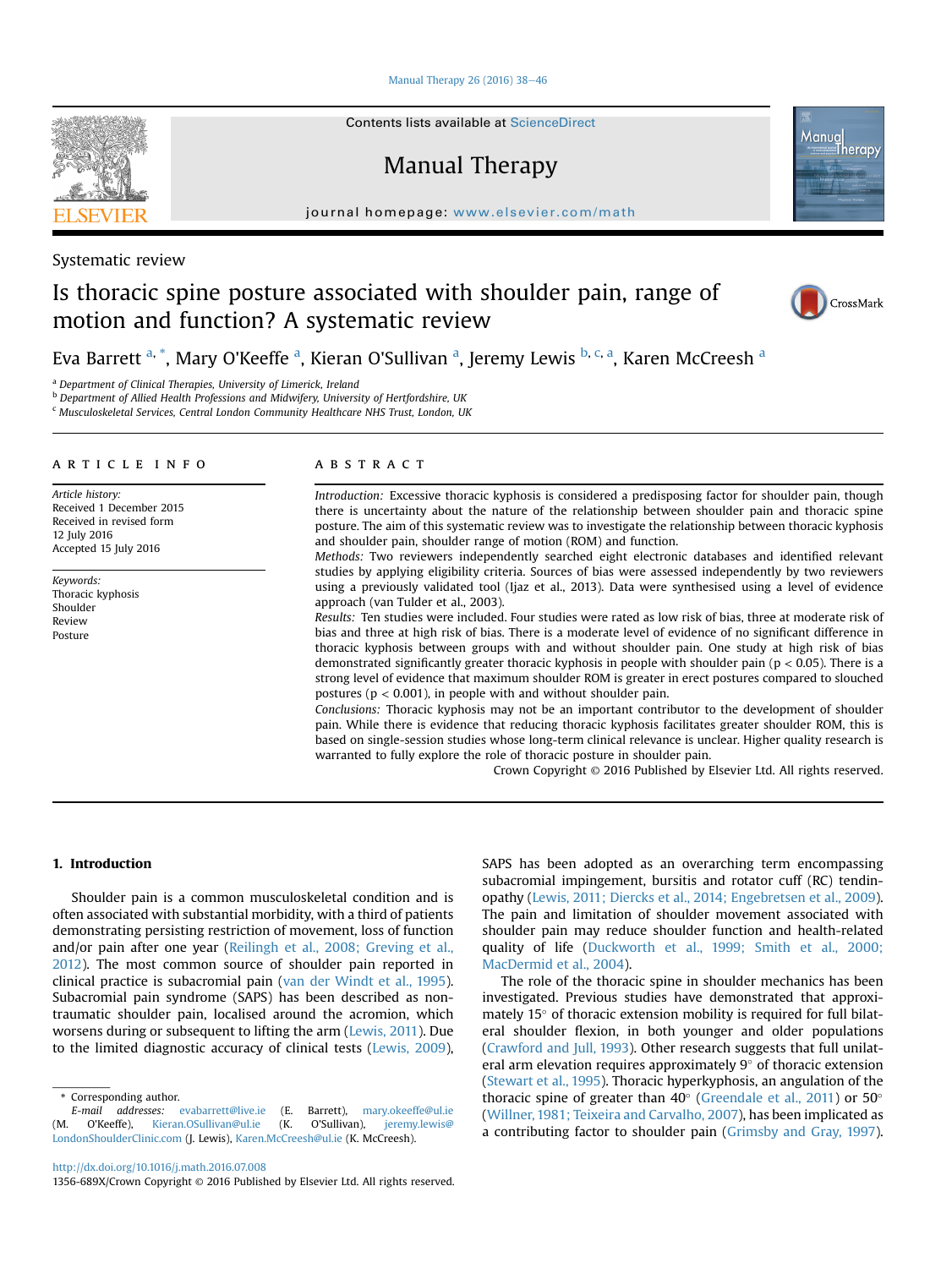Systematic review

# Is thoracic spine posture associated with shoulder pain, range of motion and function? A systematic review

Eva Barrett[a,*], Mary O'Keeffe[a], Kieran O'Sullivan[a], Jeremy Lewis[b,c,a], Karen McCreesh[a]

[a] Department of Clinical Therapies, University of Limerick, Ireland
[b] Department of Allied Health Professions and Midwifery, University of Hertfordshire, UK
[c] Musculoskeletal Services, Central London Community Healthcare NHS Trust, London, UK

**ARTICLE INFO**

*Article history:*
Received 1 December 2015
Received in revised form 12 July 2016
Accepted 15 July 2016

*Keywords:*
Thoracic kyphosis
Shoulder
Review
Posture

**ABSTRACT**

*Introduction:* Excessive thoracic kyphosis is considered a predisposing factor for shoulder pain, though there is uncertainty about the nature of the relationship between shoulder pain and thoracic spine posture. The aim of this systematic review was to investigate the relationship between thoracic kyphosis and shoulder pain, shoulder range of motion (ROM) and function.

*Methods:* Two reviewers independently searched eight electronic databases and identified relevant studies by applying eligibility criteria. Sources of bias were assessed independently by two reviewers using a previously validated tool (Ijaz et al., 2013). Data were synthesised using a level of evidence approach (van Tulder et al., 2003).

*Results:* Ten studies were included. Four studies were rated as low risk of bias, three at moderate risk of bias and three at high risk of bias. There is a moderate level of evidence of no significant difference in thoracic kyphosis between groups with and without shoulder pain. One study at high risk of bias demonstrated significantly greater thoracic kyphosis in people with shoulder pain ($p < 0.05$). There is a strong level of evidence that maximum shoulder ROM is greater in erect postures compared to slouched postures ($p < 0.001$), in people with and without shoulder pain.

*Conclusions:* Thoracic kyphosis may not be an important contributor to the development of shoulder pain. While there is evidence that reducing thoracic kyphosis facilitates greater shoulder ROM, this is based on single-session studies whose long-term clinical relevance is unclear. Higher quality research is warranted to fully explore the role of thoracic posture in shoulder pain.

Crown Copyright © 2016 Published by Elsevier Ltd. All rights reserved.

## 1. Introduction

Shoulder pain is a common musculoskeletal condition and is often associated with substantial morbidity, with a third of patients demonstrating persisting restriction of movement, loss of function and/or pain after one year (Reilingh et al., 2008; Greving et al., 2012). The most common source of shoulder pain reported in clinical practice is subacromial pain (van der Windt et al., 1995). Subacromial pain syndrome (SAPS) has been described as non-traumatic shoulder pain, localised around the acromion, which worsens during or subsequent to lifting the arm (Lewis, 2011). Due to the limited diagnostic accuracy of clinical tests (Lewis, 2009), SAPS has been adopted as an overarching term encompassing subacromial impingement, bursitis and rotator cuff (RC) tendinopathy (Lewis, 2011; Diercks et al., 2014; Engebretsen et al., 2009). The pain and limitation of shoulder movement associated with shoulder pain may reduce shoulder function and health-related quality of life (Duckworth et al., 1999; Smith et al., 2000; MacDermid et al., 2004).

The role of the thoracic spine in shoulder mechanics has been investigated. Previous studies have demonstrated that approximately 15° of thoracic extension mobility is required for full bilateral shoulder flexion, in both younger and older populations (Crawford and Jull, 1993). Other research suggests that full unilateral arm elevation requires approximately 9° of thoracic extension (Stewart et al., 1995). Thoracic hyperkyphosis, an angulation of the thoracic spine of greater than 40° (Greendale et al., 2011) or 50° (Willner, 1981; Teixeira and Carvalho, 2007), has been implicated as a contributing factor to shoulder pain (Grimsby and Gray, 1997).

* Corresponding author.
*E-mail addresses:* evabarrett@live.ie (E. Barrett), mary.okeeffe@ul.ie (M. O'Keeffe), Kieran.OSullivan@ul.ie (K. O'Sullivan), jeremy.lewis@LondonShoulderClinic.com (J. Lewis), Karen.McCreesh@ul.ie (K. McCreesh).

http://dx.doi.org/10.1016/j.math.2016.07.008
1356-689X/Crown Copyright © 2016 Published by Elsevier Ltd. All rights reserved.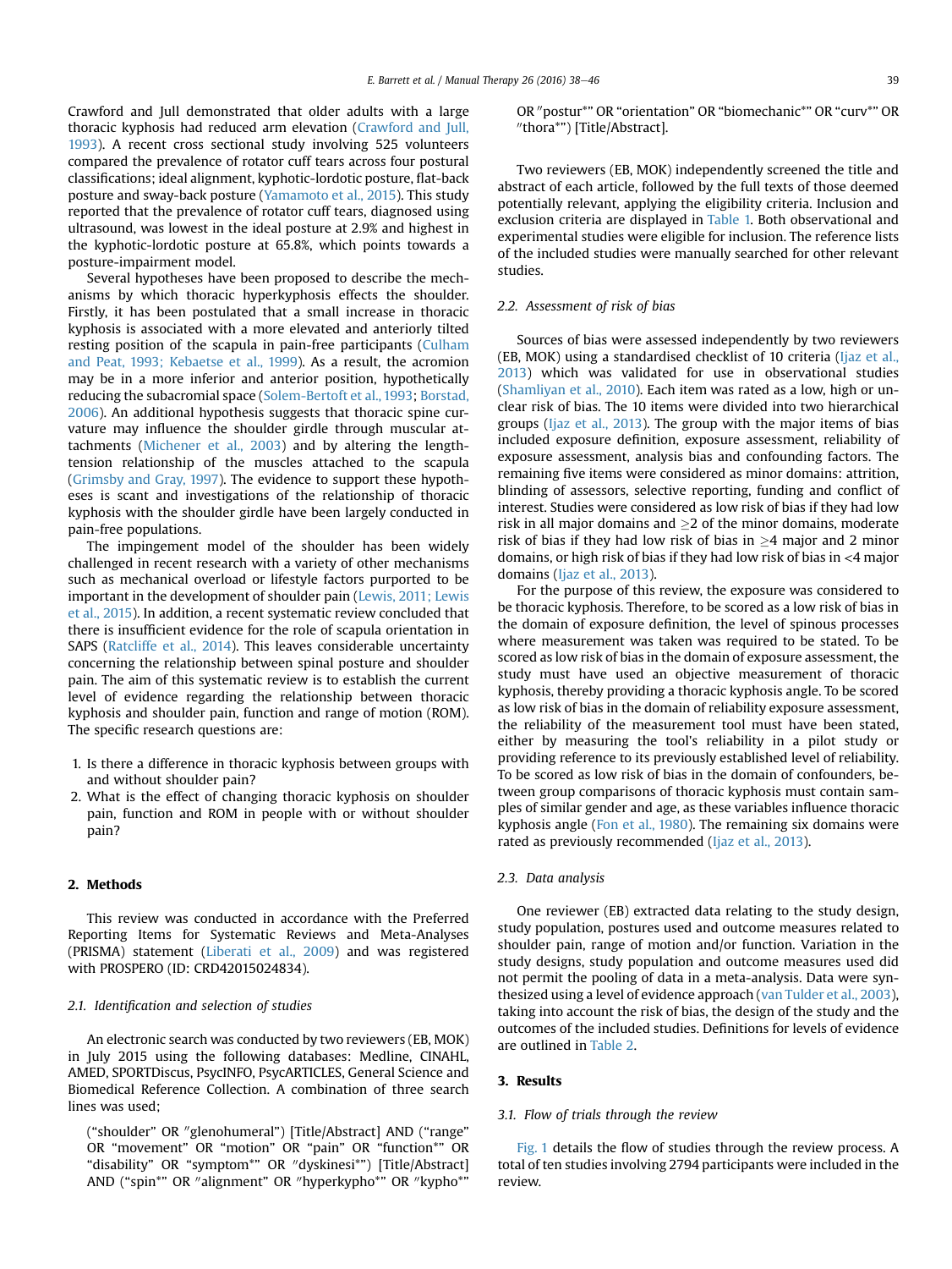Crawford and Jull demonstrated that older adults with a large thoracic kyphosis had reduced arm elevation (Crawford and Jull, 1993). A recent cross sectional study involving 525 volunteers compared the prevalence of rotator cuff tears across four postural classifications; ideal alignment, kyphotic-lordotic posture, flat-back posture and sway-back posture (Yamamoto et al., 2015). This study reported that the prevalence of rotator cuff tears, diagnosed using ultrasound, was lowest in the ideal posture at 2.9% and highest in the kyphotic-lordotic posture at 65.8%, which points towards a posture-impairment model.

Several hypotheses have been proposed to describe the mechanisms by which thoracic hyperkyphosis effects the shoulder. Firstly, it has been postulated that a small increase in thoracic kyphosis is associated with a more elevated and anteriorly tilted resting position of the scapula in pain-free participants (Culham and Peat, 1993; Kebaetse et al., 1999). As a result, the acromion may be in a more inferior and anterior position, hypothetically reducing the subacromial space (Solem-Bertoft et al., 1993; Borstad, 2006). An additional hypothesis suggests that thoracic spine curvature may influence the shoulder girdle through muscular attachments (Michener et al., 2003) and by altering the length-tension relationship of the muscles attached to the scapula (Grimsby and Gray, 1997). The evidence to support these hypotheses is scant and investigations of the relationship of thoracic kyphosis with the shoulder girdle have been largely conducted in pain-free populations.

The impingement model of the shoulder has been widely challenged in recent research with a variety of other mechanisms such as mechanical overload or lifestyle factors purported to be important in the development of shoulder pain (Lewis, 2011; Lewis et al., 2015). In addition, a recent systematic review concluded that there is insufficient evidence for the role of scapula orientation in SAPS (Ratcliffe et al., 2014). This leaves considerable uncertainty concerning the relationship between spinal posture and shoulder pain. The aim of this systematic review is to establish the current level of evidence regarding the relationship between thoracic kyphosis and shoulder pain, function and range of motion (ROM). The specific research questions are:

1. Is there a difference in thoracic kyphosis between groups with and without shoulder pain?
2. What is the effect of changing thoracic kyphosis on shoulder pain, function and ROM in people with or without shoulder pain?

## 2. Methods

This review was conducted in accordance with the Preferred Reporting Items for Systematic Reviews and Meta-Analyses (PRISMA) statement (Liberati et al., 2009) and was registered with PROSPERO (ID: CRD42015024834).

### 2.1. Identification and selection of studies

An electronic search was conducted by two reviewers (EB, MOK) in July 2015 using the following databases: Medline, CINAHL, AMED, SPORTDiscus, PsycINFO, PsycARTICLES, General Science and Biomedical Reference Collection. A combination of three search lines was used;

("shoulder" OR ″glenohumeral") [Title/Abstract] AND ("range" OR "movement" OR "motion" OR "pain" OR "function*" OR "disability" OR "symptom*" OR ″dyskinesi*") [Title/Abstract] AND ("spin*" OR ″alignment" OR ″hyperkypho*" OR ″kypho*" OR ″postur*" OR "orientation" OR "biomechanic*" OR "curv*" OR ″thora*") [Title/Abstract].

Two reviewers (EB, MOK) independently screened the title and abstract of each article, followed by the full texts of those deemed potentially relevant, applying the eligibility criteria. Inclusion and exclusion criteria are displayed in Table 1. Both observational and experimental studies were eligible for inclusion. The reference lists of the included studies were manually searched for other relevant studies.

### 2.2. Assessment of risk of bias

Sources of bias were assessed independently by two reviewers (EB, MOK) using a standardised checklist of 10 criteria (Ijaz et al., 2013) which was validated for use in observational studies (Shamliyan et al., 2010). Each item was rated as a low, high or unclear risk of bias. The 10 items were divided into two hierarchical groups (Ijaz et al., 2013). The group with the major items of bias included exposure definition, exposure assessment, reliability of exposure assessment, analysis bias and confounding factors. The remaining five items were considered as minor domains: attrition, blinding of assessors, selective reporting, funding and conflict of interest. Studies were considered as low risk of bias if they had low risk in all major domains and $\geq 2$ of the minor domains, moderate risk of bias if they had low risk of bias in $\geq 4$ major and 2 minor domains, or high risk of bias if they had low risk of bias in $<4$ major domains (Ijaz et al., 2013).

For the purpose of this review, the exposure was considered to be thoracic kyphosis. Therefore, to be scored as a low risk of bias in the domain of exposure definition, the level of spinous processes where measurement was taken was required to be stated. To be scored as low risk of bias in the domain of exposure assessment, the study must have used an objective measurement of thoracic kyphosis, thereby providing a thoracic kyphosis angle. To be scored as low risk of bias in the domain of reliability exposure assessment, the reliability of the measurement tool must have been stated, either by measuring the tool's reliability in a pilot study or providing reference to its previously established level of reliability. To be scored as low risk of bias in the domain of confounders, between group comparisons of thoracic kyphosis must contain samples of similar gender and age, as these variables influence thoracic kyphosis angle (Fon et al., 1980). The remaining six domains were rated as previously recommended (Ijaz et al., 2013).

### 2.3. Data analysis

One reviewer (EB) extracted data relating to the study design, study population, postures used and outcome measures related to shoulder pain, range of motion and/or function. Variation in the study designs, study population and outcome measures used did not permit the pooling of data in a meta-analysis. Data were synthesized using a level of evidence approach (van Tulder et al., 2003), taking into account the risk of bias, the design of the study and the outcomes of the included studies. Definitions for levels of evidence are outlined in Table 2.

## 3. Results

### 3.1. Flow of trials through the review

Fig. 1 details the flow of studies through the review process. A total of ten studies involving 2794 participants were included in the review.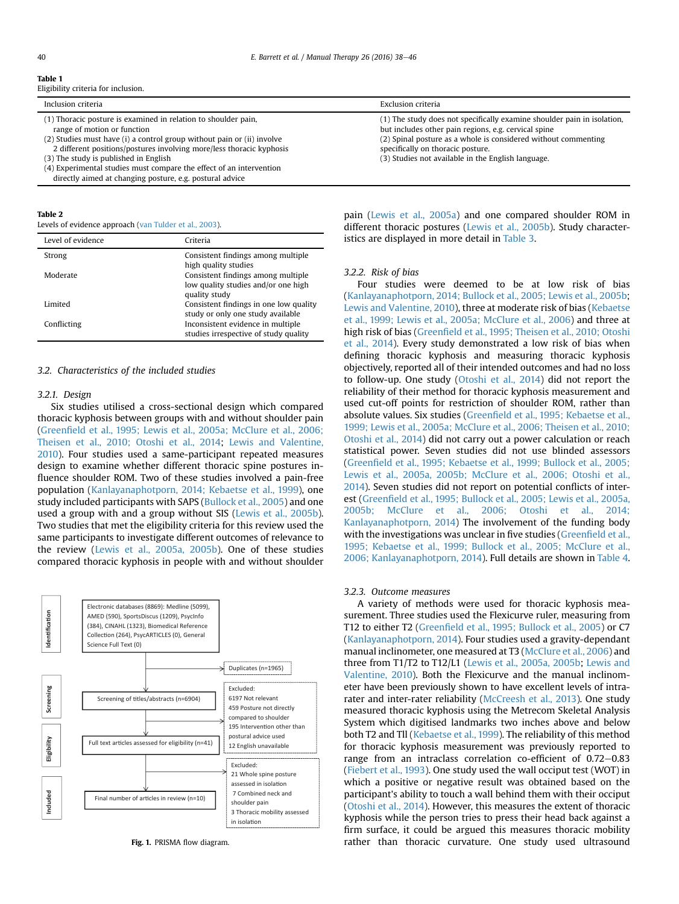**Table 1**
Eligibility criteria for inclusion.

| Inclusion criteria | Exclusion criteria |
|---|---|
| (1) Thoracic posture is examined in relation to shoulder pain, range of motion or function<br>(2) Studies must have (i) a control group without pain or (ii) involve 2 different positions/postures involving more/less thoracic kyphosis<br>(3) The study is published in English<br>(4) Experimental studies must compare the effect of an intervention directly aimed at changing posture, e.g. postural advice | (1) The study does not specifically examine shoulder pain in isolation, but includes other pain regions, e.g. cervical spine<br>(2) Spinal posture as a whole is considered without commenting specifically on thoracic posture.<br>(3) Studies not available in the English language. |

**Table 2**
Levels of evidence approach (van Tulder et al., 2003).

| Level of evidence | Criteria |
|---|---|
| Strong | Consistent findings among multiple high quality studies |
| Moderate | Consistent findings among multiple low quality studies and/or one high quality study |
| Limited | Consistent findings in one low quality study or only one study available |
| Conflicting | Inconsistent evidence in multiple studies irrespective of study quality |

### 3.2. Characteristics of the included studies

#### 3.2.1. Design

Six studies utilised a cross-sectional design which compared thoracic kyphosis between groups with and without shoulder pain (Greenfield et al., 1995; Lewis et al., 2005a; McClure et al., 2006; Theisen et al., 2010; Otoshi et al., 2014; Lewis and Valentine, 2010). Four studies used a same-participant repeated measures design to examine whether different thoracic spine postures influence shoulder ROM. Two of these studies involved a pain-free population (Kanlayanaphotporn, 2014; Kebaetse et al., 1999), one study included participants with SAPS (Bullock et al., 2005) and one used a group with and a group without SIS (Lewis et al., 2005b). Two studies that met the eligibility criteria for this review used the same participants to investigate different outcomes of relevance to the review (Lewis et al., 2005a, 2005b). One of these studies compared thoracic kyphosis in people with and without shoulder pain (Lewis et al., 2005a) and one compared shoulder ROM in different thoracic postures (Lewis et al., 2005b). Study characteristics are displayed in more detail in Table 3.

Identification: Electronic databases (8869): Medline (5099), AMED (590), SportsDiscus (1209), PsycInfo (384), CINAHL (1323), Biomedical Reference Collection (264), PsycARTICLES (0), General Science Full Text (0)

Duplicates (n=1965)

Screening: Screening of titles/abstracts (n=6904)

Excluded: 6197 Not relevant; 459 Posture not directly compared to shoulder; 195 Intervention other than postural advice used; 12 English unavailable

Eligibility: Full text articles assessed for eligibility (n=41)

Excluded: 21 Whole spine posture assessed in isolation; 7 Combined neck and shoulder pain; 3 Thoracic mobility assessed in isolation

Included: Final number of articles in review (n=10)

**Fig. 1.** PRISMA flow diagram.

#### 3.2.2. Risk of bias

Four studies were deemed to be at low risk of bias (Kanlayanaphotporn, 2014; Bullock et al., 2005; Lewis et al., 2005b; Lewis and Valentine, 2010), three at moderate risk of bias (Kebaetse et al., 1999; Lewis et al., 2005a; McClure et al., 2006) and three at high risk of bias (Greenfield et al., 1995; Theisen et al., 2010; Otoshi et al., 2014). Every study demonstrated a low risk of bias when defining thoracic kyphosis and measuring thoracic kyphosis objectively, reported all of their intended outcomes and had no loss to follow-up. One study (Otoshi et al., 2014) did not report the reliability of their method for thoracic kyphosis measurement and used cut-off points for restriction of shoulder ROM, rather than absolute values. Six studies (Greenfield et al., 1995; Kebaetse et al., 1999; Lewis et al., 2005a; McClure et al., 2006; Theisen et al., 2010; Otoshi et al., 2014) did not carry out a power calculation or reach statistical power. Seven studies did not use blinded assessors (Greenfield et al., 1995; Kebaetse et al., 1999; Bullock et al., 2005; Lewis et al., 2005a, 2005b; McClure et al., 2006; Otoshi et al., 2014). Seven studies did not report on potential conflicts of interest (Greenfield et al., 1995; Bullock et al., 2005; Lewis et al., 2005a, 2005b; McClure et al., 2006; Otoshi et al., 2014; Kanlayanaphotporn, 2014) The involvement of the funding body with the investigations was unclear in five studies (Greenfield et al., 1995; Kebaetse et al., 1999; Bullock et al., 2005; McClure et al., 2006; Kanlayanaphotporn, 2014). Full details are shown in Table 4.

#### 3.2.3. Outcome measures

A variety of methods were used for thoracic kyphosis measurement. Three studies used the Flexicurve ruler, measuring from T12 to either T2 (Greenfield et al., 1995; Bullock et al., 2005) or C7 (Kanlayanaphotporn, 2014). Four studies used a gravity-dependant manual inclinometer, one measured at T3 (McClure et al., 2006) and three from T1/T2 to T12/L1 (Lewis et al., 2005a, 2005b; Lewis and Valentine, 2010). Both the Flexicurve and the manual inclinometer have been previously shown to have excellent levels of intra-rater and inter-rater reliability (McCreesh et al., 2013). One study measured thoracic kyphosis using the Metrecom Skeletal Analysis System which digitised landmarks two inches above and below both T2 and Tll (Kebaetse et al., 1999). The reliability of this method for thoracic kyphosis measurement was previously reported to range from an intraclass correlation co-efficient of 0.72–0.83 (Fiebert et al., 1993). One study used the wall occiput test (WOT) in which a positive or negative result was obtained based on the participant's ability to touch a wall behind them with their occiput (Otoshi et al., 2014). However, this measures the extent of thoracic kyphosis while the person tries to press their head back against a firm surface, it could be argued this measures thoracic mobility rather than thoracic curvature. One study used ultrasound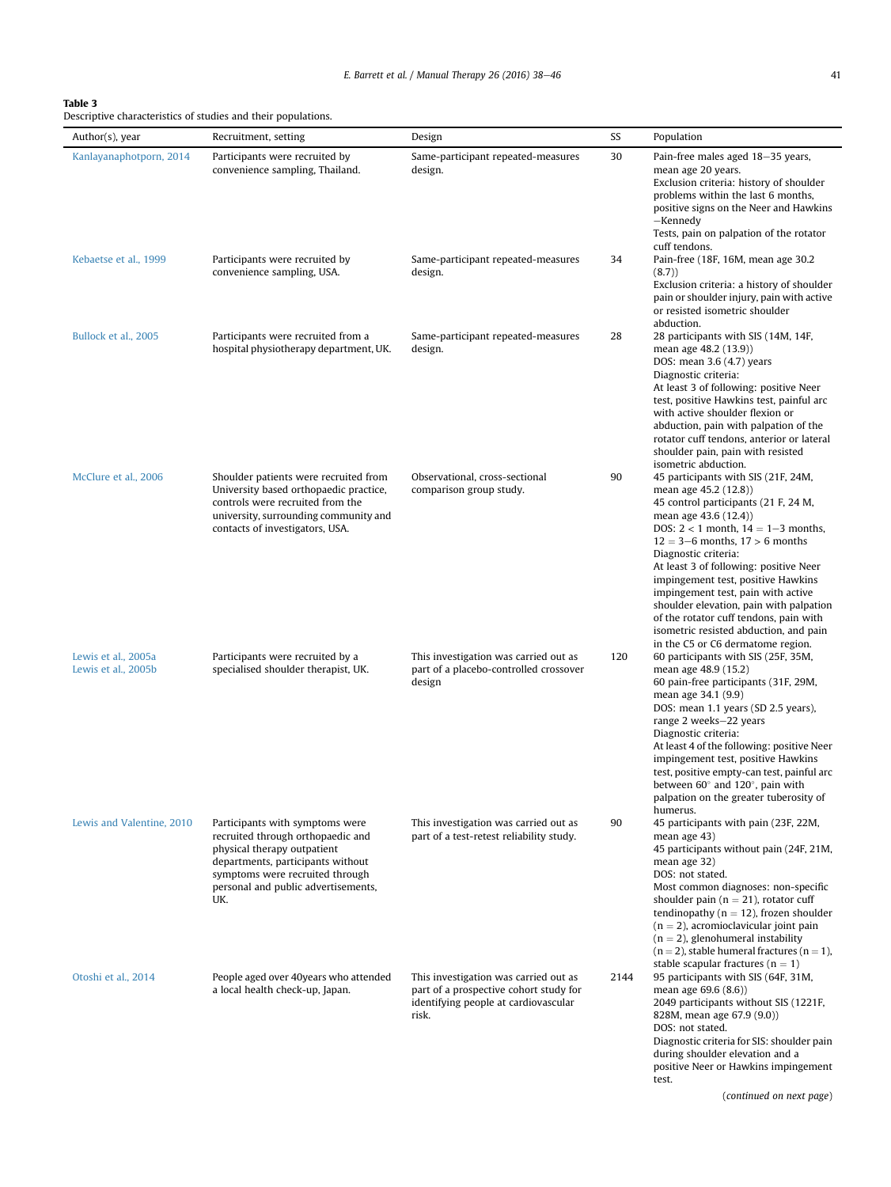**Table 3**
Descriptive characteristics of studies and their populations.

| Author(s), year | Recruitment, setting | Design | SS | Population |
|---|---|---|---|---|
| Kanlayanaphotporn, 2014 | Participants were recruited by convenience sampling, Thailand. | Same-participant repeated-measures design. | 30 | Pain-free males aged 18–35 years, mean age 20 years. Exclusion criteria: history of shoulder problems within the last 6 months, positive signs on the Neer and Hawkins–Kennedy Tests, pain on palpation of the rotator cuff tendons. |
| Kebaetse et al., 1999 | Participants were recruited by convenience sampling, USA. | Same-participant repeated-measures design. | 34 | Pain-free (18F, 16M, mean age 30.2 (8.7)) Exclusion criteria: a history of shoulder pain or shoulder injury, pain with active or resisted isometric shoulder abduction. |
| Bullock et al., 2005 | Participants were recruited from a hospital physiotherapy department, UK. | Same-participant repeated-measures design. | 28 | 28 participants with SIS (14M, 14F, mean age 48.2 (13.9)) DOS: mean 3.6 (4.7) years Diagnostic criteria: At least 3 of following: positive Neer test, positive Hawkins test, painful arc with active shoulder flexion or abduction, pain with palpation of the rotator cuff tendons, anterior or lateral shoulder pain, pain with resisted isometric abduction. |
| McClure et al., 2006 | Shoulder patients were recruited from University based orthopaedic practice, controls were recruited from the university, surrounding community and contacts of investigators, USA. | Observational, cross-sectional comparison group study. | 90 | 45 participants with SIS (21F, 24M, mean age 45.2 (12.8)) 45 control participants (21 F, 24 M, mean age 43.6 (12.4)) DOS: 2 < 1 month, 14 = 1–3 months, 12 = 3–6 months, 17 > 6 months Diagnostic criteria: At least 3 of following: positive Neer impingement test, positive Hawkins impingement test, pain with active shoulder elevation, pain with palpation of the rotator cuff tendons, pain with isometric resisted abduction, and pain in the C5 or C6 dermatome region. |
| Lewis et al., 2005a Lewis et al., 2005b | Participants were recruited by a specialised shoulder therapist, UK. | This investigation was carried out as part of a placebo-controlled crossover design | 120 | 60 participants with SIS (25F, 35M, mean age 48.9 (15.2) 60 pain-free participants (31F, 29M, mean age 34.1 (9.9) DOS: mean 1.1 years (SD 2.5 years), range 2 weeks–22 years Diagnostic criteria: At least 4 of the following: positive Neer impingement test, positive Hawkins test, positive empty-can test, painful arc between 60° and 120°, pain with palpation on the greater tuberosity of humerus. |
| Lewis and Valentine, 2010 | Participants with symptoms were recruited through orthopaedic and physical therapy outpatient departments, participants without symptoms were recruited through personal and public advertisements, UK. | This investigation was carried out as part of a test-retest reliability study. | 90 | 45 participants with pain (23F, 22M, mean age 43) 45 participants without pain (24F, 21M, mean age 32) DOS: not stated. Most common diagnoses: non-specific shoulder pain (n = 21), rotator cuff tendinopathy (n = 12), frozen shoulder (n = 2), acromioclavicular joint pain (n = 2), glenohumeral instability (n = 2), stable humeral fractures (n = 1), stable scapular fractures (n = 1) |
| Otoshi et al., 2014 | People aged over 40years who attended a local health check-up, Japan. | This investigation was carried out as part of a prospective cohort study for identifying people at cardiovascular risk. | 2144 | 95 participants with SIS (64F, 31M, mean age 69.6 (8.6)) 2049 participants without SIS (1221F, 828M, mean age 67.9 (9.0)) DOS: not stated. Diagnostic criteria for SIS: shoulder pain during shoulder elevation and a positive Neer or Hawkins impingement test. |

(*continued on next page*)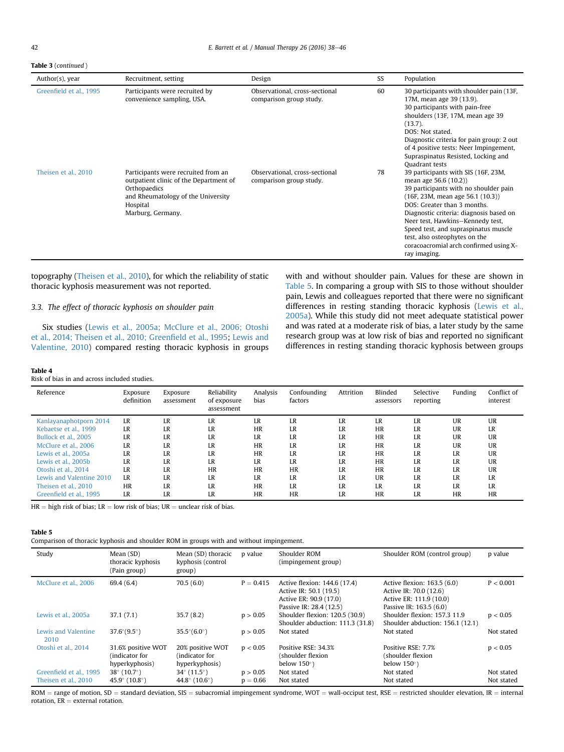**Table 3** (*continued*)

| Author(s), year | Recruitment, setting | Design | SS | Population |
|---|---|---|---|---|
| Greenfield et al., 1995 | Participants were recruited by convenience sampling, USA. | Observational, cross-sectional comparison group study. | 60 | 30 participants with shoulder pain (13F, 17M, mean age 39 (13.9). 30 participants with pain-free shoulders (13F, 17M, mean age 39 (13.7). DOS: Not stated. Diagnostic criteria for pain group: 2 out of 4 positive tests: Neer Impingement, Supraspinatus Resisted, Locking and Quadrant tests |
| Theisen et al., 2010 | Participants were recruited from an outpatient clinic of the Department of Orthopaedics and Rheumatology of the University Hospital Marburg, Germany. | Observational, cross-sectional comparison group study. | 78 | 39 participants with SIS (16F, 23M, mean age 56.6 (10.2)) 39 participants with no shoulder pain (16F, 23M, mean age 56.1 (10.3)) DOS: Greater than 3 months. Diagnostic criteria: diagnosis based on Neer test, Hawkins–Kennedy test, Speed test, and supraspinatus muscle test, also osteophytes on the coracoacromial arch confirmed using X-ray imaging. |

topography (Theisen et al., 2010), for which the reliability of static thoracic kyphosis measurement was not reported.

### 3.3. The effect of thoracic kyphosis on shoulder pain

Six studies (Lewis et al., 2005a; McClure et al., 2006; Otoshi et al., 2014; Theisen et al., 2010; Greenfield et al., 1995; Lewis and Valentine, 2010) compared resting thoracic kyphosis in groups with and without shoulder pain. Values for these are shown in Table 5. In comparing a group with SIS to those without shoulder pain, Lewis and colleagues reported that there were no significant differences in resting standing thoracic kyphosis (Lewis et al., 2005a). While this study did not meet adequate statistical power and was rated at a moderate risk of bias, a later study by the same research group was at low risk of bias and reported no significant differences in resting standing thoracic kyphosis between groups

**Table 4**
Risk of bias in and across included studies.

| Reference | Exposure definition | Exposure assessment | Reliability of exposure assessment | Analysis bias | Confounding factors | Attrition | Blinded assessors | Selective reporting | Funding | Conflict of interest |
|---|---|---|---|---|---|---|---|---|---|---|
| Kanlayanaphotporn 2014 | LR | LR | LR | LR | LR | LR | LR | LR | UR | UR |
| Kebaetse et al., 1999 | LR | LR | LR | HR | LR | LR | HR | LR | UR | LR |
| Bullock et al., 2005 | LR | LR | LR | LR | LR | LR | HR | LR | UR | UR |
| McClure et al., 2006 | LR | LR | LR | HR | LR | LR | HR | LR | UR | UR |
| Lewis et al., 2005a | LR | LR | LR | HR | LR | LR | HR | LR | LR | UR |
| Lewis et al., 2005b | LR | LR | LR | LR | LR | LR | HR | LR | LR | UR |
| Otoshi et al., 2014 | LR | LR | HR | HR | HR | LR | HR | LR | LR | UR |
| Lewis and Valentine 2010 | LR | LR | LR | LR | LR | LR | UR | LR | LR | LR |
| Theisen et al., 2010 | HR | LR | LR | HR | LR | LR | LR | LR | LR | LR |
| Greenfield et al., 1995 | LR | LR | LR | HR | HR | LR | HR | LR | HR | HR |

HR = high risk of bias; LR = low risk of bias; UR = unclear risk of bias.

**Table 5**
Comparison of thoracic kyphosis and shoulder ROM in groups with and without impingement.

| Study | Mean (SD) thoracic kyphosis (Pain group) | Mean (SD) thoracic kyphosis (control group) | p value | Shoulder ROM (impingement group) | Shoulder ROM (control group) | p value |
|---|---|---|---|---|---|---|
| McClure et al., 2006 | 69.4 (6.4) | 70.5 (6.0) | P = 0.415 | Active flexion: 144.6 (17.4) Active IR: 50.1 (19.5) Active ER: 90.9 (17.0) Passive IR: 28.4 (12.5) | Active flexion: 163.5 (6.0) Active IR: 70.0 (12.6) Active ER: 111.9 (10.0) Passive IR: 163.5 (6.0) | P < 0.001 |
| Lewis et al., 2005a | 37.1 (7.1) | 35.7 (8.2) | p > 0.05 | Shoulder flexion: 120.5 (30.9) Shoulder abduction: 111.3 (31.8) | Shoulder flexion: 157.3 11.9 Shoulder abduction: 156.1 (12.1) | p < 0.05 |
| Lewis and Valentine 2010 | 37.6°(9.5°) | 35.5°(6.0°) | p > 0.05 | Not stated | Not stated | Not stated |
| Otoshi et al., 2014 | 31.6% positive WOT (indicator for hyperkyphosis) | 20% positive WOT (indicator for hyperkyphosis) | p < 0.05 | Positive RSE: 34.3% (shoulder flexion below 150°) | Positive RSE: 7.7% (shoulder flexion below 150°) | p < 0.05 |
| Greenfield et al., 1995 | 38° (10.7°) | 34° (11.5°) | p > 0.05 | Not stated | Not stated | Not stated |
| Theisen et al., 2010 | 45.9° (10.8°) | 44.8° (10.6°) | p = 0.66 | Not stated | Not stated | Not stated |

ROM = range of motion, SD = standard deviation, SIS = subacromial impingement syndrome, WOT = wall-occiput test, RSE = restricted shoulder elevation, IR = internal rotation, ER = external rotation.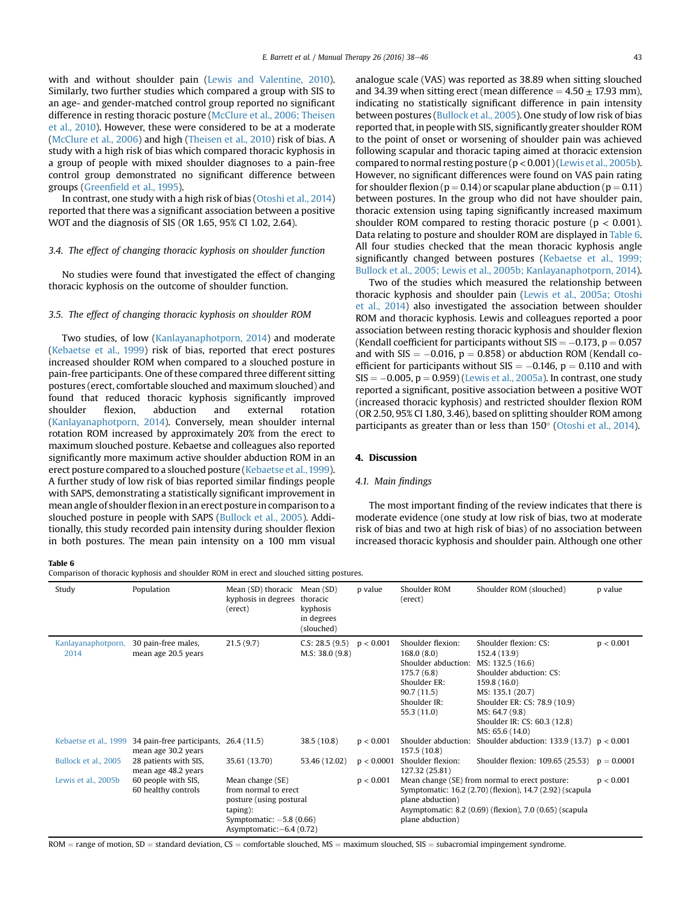with and without shoulder pain (Lewis and Valentine, 2010). Similarly, two further studies which compared a group with SIS to an age- and gender-matched control group reported no significant difference in resting thoracic posture (McClure et al., 2006; Theisen et al., 2010). However, these were considered to be at a moderate (McClure et al., 2006) and high (Theisen et al., 2010) risk of bias. A study with a high risk of bias which compared thoracic kyphosis in a group of people with mixed shoulder diagnoses to a pain-free control group demonstrated no significant difference between groups (Greenfield et al., 1995).

In contrast, one study with a high risk of bias (Otoshi et al., 2014) reported that there was a significant association between a positive WOT and the diagnosis of SIS (OR 1.65, 95% CI 1.02, 2.64).

### 3.4. The effect of changing thoracic kyphosis on shoulder function

No studies were found that investigated the effect of changing thoracic kyphosis on the outcome of shoulder function.

### 3.5. The effect of changing thoracic kyphosis on shoulder ROM

Two studies, of low (Kanlayanaphotporn, 2014) and moderate (Kebaetse et al., 1999) risk of bias, reported that erect postures increased shoulder ROM when compared to a slouched posture in pain-free participants. One of these compared three different sitting postures (erect, comfortable slouched and maximum slouched) and found that reduced thoracic kyphosis significantly improved shoulder flexion, abduction and external rotation (Kanlayanaphotporn, 2014). Conversely, mean shoulder internal rotation ROM increased by approximately 20% from the erect to maximum slouched posture. Kebaetse and colleagues also reported significantly more maximum active shoulder abduction ROM in an erect posture compared to a slouched posture (Kebaetse et al., 1999). A further study of low risk of bias reported similar findings people with SAPS, demonstrating a statistically significant improvement in mean angle of shoulder flexion in an erect posture in comparison to a slouched posture in people with SAPS (Bullock et al., 2005). Additionally, this study recorded pain intensity during shoulder flexion in both postures. The mean pain intensity on a 100 mm visual analogue scale (VAS) was reported as 38.89 when sitting slouched and 34.39 when sitting erect (mean difference = 4.50 ± 17.93 mm), indicating no statistically significant difference in pain intensity between postures (Bullock et al., 2005). One study of low risk of bias reported that, in people with SIS, significantly greater shoulder ROM to the point of onset or worsening of shoulder pain was achieved following scapular and thoracic taping aimed at thoracic extension compared to normal resting posture ($p < 0.001$) (Lewis et al., 2005b). However, no significant differences were found on VAS pain rating for shoulder flexion ($p = 0.14$) or scapular plane abduction ($p = 0.11$) between postures. In the group who did not have shoulder pain, thoracic extension using taping significantly increased maximum shoulder ROM compared to resting thoracic posture ($p < 0.001$). Data relating to posture and shoulder ROM are displayed in Table 6. All four studies checked that the mean thoracic kyphosis angle significantly changed between postures (Kebaetse et al., 1999; Bullock et al., 2005; Lewis et al., 2005b; Kanlayanaphotporn, 2014).

Two of the studies which measured the relationship between thoracic kyphosis and shoulder pain (Lewis et al., 2005a; Otoshi et al., 2014) also investigated the association between shoulder ROM and thoracic kyphosis. Lewis and colleagues reported a poor association between resting thoracic kyphosis and shoulder flexion (Kendall coefficient for participants without SIS = −0.173, $p = 0.057$ and with SIS = −0.016, $p = 0.858$) or abduction ROM (Kendall coefficient for participants without SIS = −0.146, $p = 0.110$ and with SIS = −0.005, $p = 0.959$) (Lewis et al., 2005a). In contrast, one study reported a significant, positive association between a positive WOT (increased thoracic kyphosis) and restricted shoulder flexion ROM (OR 2.50, 95% CI 1.80, 3.46), based on splitting shoulder ROM among participants as greater than or less than 150° (Otoshi et al., 2014).

## 4. Discussion

### 4.1. Main findings

The most important finding of the review indicates that there is moderate evidence (one study at low risk of bias, two at moderate risk of bias and two at high risk of bias) of no association between increased thoracic kyphosis and shoulder pain. Although one other

**Table 6**
Comparison of thoracic kyphosis and shoulder ROM in erect and slouched sitting postures.

| Study | Population | Mean (SD) thoracic kyphosis in degrees (erect) | Mean (SD) thoracic kyphosis in degrees (slouched) | p value | Shoulder ROM (erect) | Shoulder ROM (slouched) | p value |
|---|---|---|---|---|---|---|---|
| Kanlayanaphotporn, 2014 | 30 pain-free males, mean age 20.5 years | 21.5 (9.7) | C.S: 28.5 (9.5)<br>M.S: 38.0 (9.8) | p < 0.001 | Shoulder flexion: 168.0 (8.0)<br>Shoulder abduction: 175.7 (6.8)<br>Shoulder ER: 90.7 (11.5)<br>Shoulder IR: 55.3 (11.0) | Shoulder flexion: CS: 152.4 (13.9)<br>MS: 132.5 (16.6)<br>Shoulder abduction: CS: 159.8 (16.0)<br>MS: 135.1 (20.7)<br>Shoulder ER: CS: 78.9 (10.9)<br>MS: 64.7 (9.8)<br>Shoulder IR: CS: 60.3 (12.8)<br>MS: 65.6 (14.0) | p < 0.001 |
| Kebaetse et al., 1999 | 34 pain-free participants, mean age 30.2 years | 26.4 (11.5) | 38.5 (10.8) | p < 0.001 | Shoulder abduction: 157.5 (10.8) | Shoulder abduction: 133.9 (13.7) | p < 0.001 |
| Bullock et al., 2005 | 28 patients with SIS, mean age 48.2 years | 35.61 (13.70) | 53.46 (12.02) | p < 0.0001 | Shoulder flexion: 127.32 (25.81) | Shoulder flexion: 109.65 (25.53) | p = 0.0001 |
| Lewis et al., 2005b | 60 people with SIS, 60 healthy controls | Mean change (SE) from normal to erect posture (using postural taping):<br>Symptomatic: −5.8 (0.66)<br>Asymptomatic: −6.4 (0.72) | | p < 0.001 | Mean change (SE) from normal to erect posture:<br>Symptomatic: 16.2 (2.70) (flexion), 14.7 (2.92) (scapula plane abduction)<br>Asymptomatic: 8.2 (0.69) (flexion), 7.0 (0.65) (scapula plane abduction) | | p < 0.001 |

ROM = range of motion, SD = standard deviation, CS = comfortable slouched, MS = maximum slouched, SIS = subacromial impingement syndrome.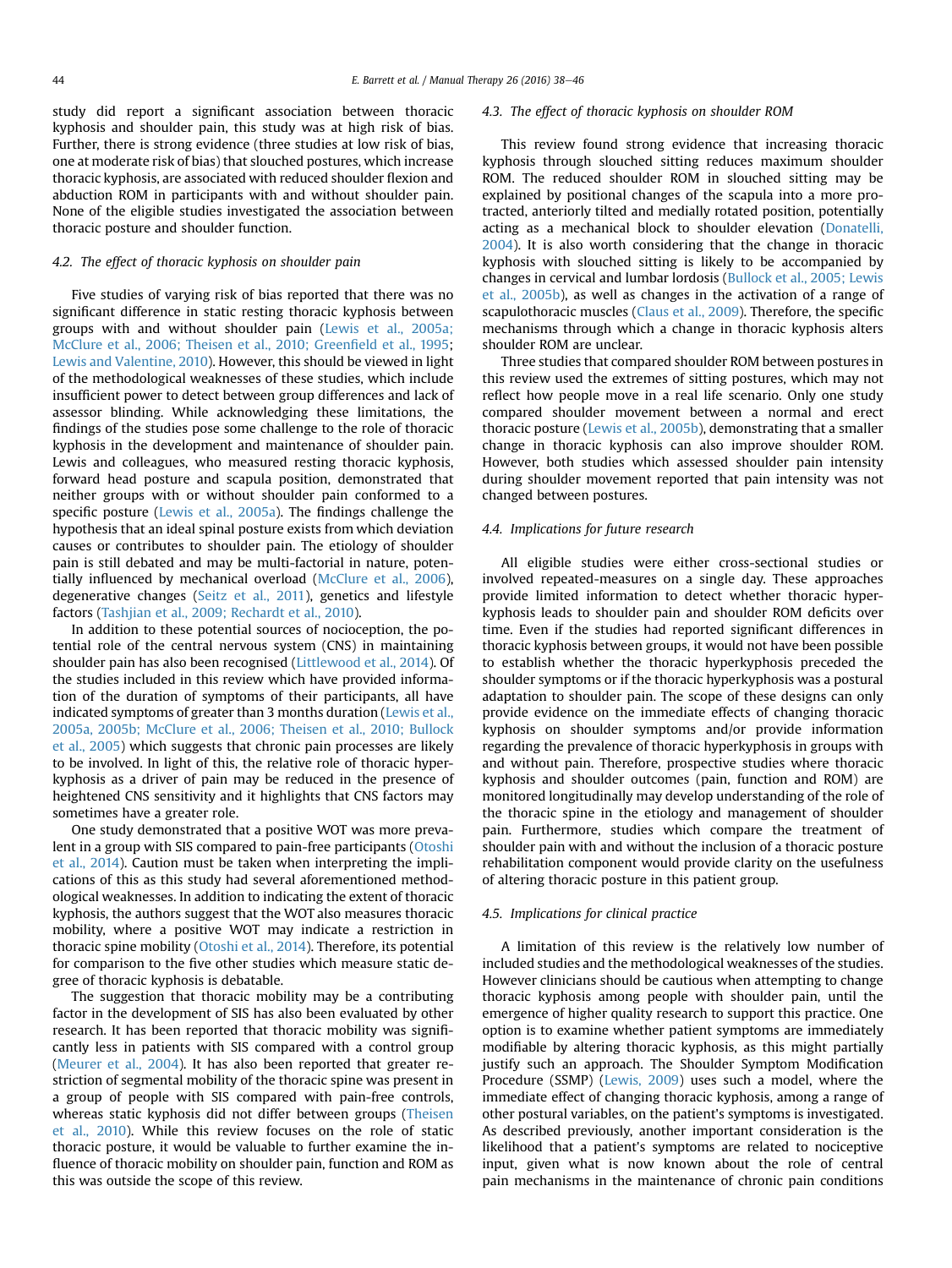study did report a significant association between thoracic kyphosis and shoulder pain, this study was at high risk of bias. Further, there is strong evidence (three studies at low risk of bias, one at moderate risk of bias) that slouched postures, which increase thoracic kyphosis, are associated with reduced shoulder flexion and abduction ROM in participants with and without shoulder pain. None of the eligible studies investigated the association between thoracic posture and shoulder function.

### 4.2. The effect of thoracic kyphosis on shoulder pain

Five studies of varying risk of bias reported that there was no significant difference in static resting thoracic kyphosis between groups with and without shoulder pain (Lewis et al., 2005a; McClure et al., 2006; Theisen et al., 2010; Greenfield et al., 1995; Lewis and Valentine, 2010). However, this should be viewed in light of the methodological weaknesses of these studies, which include insufficient power to detect between group differences and lack of assessor blinding. While acknowledging these limitations, the findings of the studies pose some challenge to the role of thoracic kyphosis in the development and maintenance of shoulder pain. Lewis and colleagues, who measured resting thoracic kyphosis, forward head posture and scapula position, demonstrated that neither groups with or without shoulder pain conformed to a specific posture (Lewis et al., 2005a). The findings challenge the hypothesis that an ideal spinal posture exists from which deviation causes or contributes to shoulder pain. The etiology of shoulder pain is still debated and may be multi-factorial in nature, potentially influenced by mechanical overload (McClure et al., 2006), degenerative changes (Seitz et al., 2011), genetics and lifestyle factors (Tashjian et al., 2009; Rechardt et al., 2010).

In addition to these potential sources of nocioception, the potential role of the central nervous system (CNS) in maintaining shoulder pain has also been recognised (Littlewood et al., 2014). Of the studies included in this review which have provided information of the duration of symptoms of their participants, all have indicated symptoms of greater than 3 months duration (Lewis et al., 2005a, 2005b; McClure et al., 2006; Theisen et al., 2010; Bullock et al., 2005) which suggests that chronic pain processes are likely to be involved. In light of this, the relative role of thoracic hyperkyphosis as a driver of pain may be reduced in the presence of heightened CNS sensitivity and it highlights that CNS factors may sometimes have a greater role.

One study demonstrated that a positive WOT was more prevalent in a group with SIS compared to pain-free participants (Otoshi et al., 2014). Caution must be taken when interpreting the implications of this as this study had several aforementioned methodological weaknesses. In addition to indicating the extent of thoracic kyphosis, the authors suggest that the WOT also measures thoracic mobility, where a positive WOT may indicate a restriction in thoracic spine mobility (Otoshi et al., 2014). Therefore, its potential for comparison to the five other studies which measure static degree of thoracic kyphosis is debatable.

The suggestion that thoracic mobility may be a contributing factor in the development of SIS has also been evaluated by other research. It has been reported that thoracic mobility was significantly less in patients with SIS compared with a control group (Meurer et al., 2004). It has also been reported that greater restriction of segmental mobility of the thoracic spine was present in a group of people with SIS compared with pain-free controls, whereas static kyphosis did not differ between groups (Theisen et al., 2010). While this review focuses on the role of static thoracic posture, it would be valuable to further examine the influence of thoracic mobility on shoulder pain, function and ROM as this was outside the scope of this review.

### 4.3. The effect of thoracic kyphosis on shoulder ROM

This review found strong evidence that increasing thoracic kyphosis through slouched sitting reduces maximum shoulder ROM. The reduced shoulder ROM in slouched sitting may be explained by positional changes of the scapula into a more protracted, anteriorly tilted and medially rotated position, potentially acting as a mechanical block to shoulder elevation (Donatelli, 2004). It is also worth considering that the change in thoracic kyphosis with slouched sitting is likely to be accompanied by changes in cervical and lumbar lordosis (Bullock et al., 2005; Lewis et al., 2005b), as well as changes in the activation of a range of scapulothoracic muscles (Claus et al., 2009). Therefore, the specific mechanisms through which a change in thoracic kyphosis alters shoulder ROM are unclear.

Three studies that compared shoulder ROM between postures in this review used the extremes of sitting postures, which may not reflect how people move in a real life scenario. Only one study compared shoulder movement between a normal and erect thoracic posture (Lewis et al., 2005b), demonstrating that a smaller change in thoracic kyphosis can also improve shoulder ROM. However, both studies which assessed shoulder pain intensity during shoulder movement reported that pain intensity was not changed between postures.

### 4.4. Implications for future research

All eligible studies were either cross-sectional studies or involved repeated-measures on a single day. These approaches provide limited information to detect whether thoracic hyperkyphosis leads to shoulder pain and shoulder ROM deficits over time. Even if the studies had reported significant differences in thoracic kyphosis between groups, it would not have been possible to establish whether the thoracic hyperkyphosis preceded the shoulder symptoms or if the thoracic hyperkyphosis was a postural adaptation to shoulder pain. The scope of these designs can only provide evidence on the immediate effects of changing thoracic kyphosis on shoulder symptoms and/or provide information regarding the prevalence of thoracic hyperkyphosis in groups with and without pain. Therefore, prospective studies where thoracic kyphosis and shoulder outcomes (pain, function and ROM) are monitored longitudinally may develop understanding of the role of the thoracic spine in the etiology and management of shoulder pain. Furthermore, studies which compare the treatment of shoulder pain with and without the inclusion of a thoracic posture rehabilitation component would provide clarity on the usefulness of altering thoracic posture in this patient group.

### 4.5. Implications for clinical practice

A limitation of this review is the relatively low number of included studies and the methodological weaknesses of the studies. However clinicians should be cautious when attempting to change thoracic kyphosis among people with shoulder pain, until the emergence of higher quality research to support this practice. One option is to examine whether patient symptoms are immediately modifiable by altering thoracic kyphosis, as this might partially justify such an approach. The Shoulder Symptom Modification Procedure (SSMP) (Lewis, 2009) uses such a model, where the immediate effect of changing thoracic kyphosis, among a range of other postural variables, on the patient's symptoms is investigated. As described previously, another important consideration is the likelihood that a patient's symptoms are related to nociceptive input, given what is now known about the role of central pain mechanisms in the maintenance of chronic pain conditions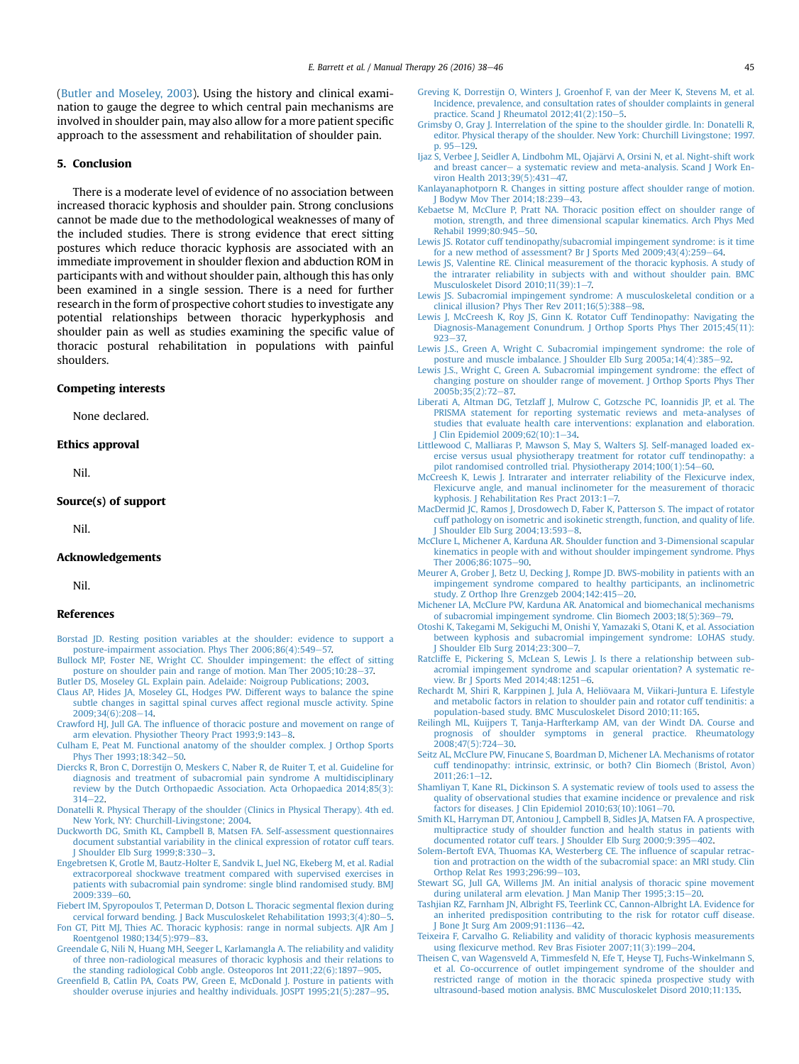(Butler and Moseley, 2003). Using the history and clinical examination to gauge the degree to which central pain mechanisms are involved in shoulder pain, may also allow for a more patient specific approach to the assessment and rehabilitation of shoulder pain.

## 5. Conclusion

There is a moderate level of evidence of no association between increased thoracic kyphosis and shoulder pain. Strong conclusions cannot be made due to the methodological weaknesses of many of the included studies. There is strong evidence that erect sitting postures which reduce thoracic kyphosis are associated with an immediate improvement in shoulder flexion and abduction ROM in participants with and without shoulder pain, although this has only been examined in a single session. There is a need for further research in the form of prospective cohort studies to investigate any potential relationships between thoracic hyperkyphosis and shoulder pain as well as studies examining the specific value of thoracic postural rehabilitation in populations with painful shoulders.

### Competing interests

None declared.

### Ethics approval

Nil.

### Source(s) of support

Nil.

### Acknowledgements

Nil.

### References

Borstad JD. Resting position variables at the shoulder: evidence to support a posture-impairment association. Phys Ther 2006;86(4):549–57.

Bullock MP, Foster NE, Wright CC. Shoulder impingement: the effect of sitting posture on shoulder pain and range of motion. Man Ther 2005;10:28–37.

Butler DS, Moseley GL. Explain pain. Adelaide: Noigroup Publications; 2003.

Claus AP, Hides JA, Moseley GL, Hodges PW. Different ways to balance the spine subtle changes in sagittal spinal curves affect regional muscle activity. Spine 2009;34(6):208–14.

Crawford HJ, Jull GA. The influence of thoracic posture and movement on range of arm elevation. Physiother Theory Pract 1993;9:143–8.

Culham E, Peat M. Functional anatomy of the shoulder complex. J Orthop Sports Phys Ther 1993;18:342–50.

Diercks R, Bron C, Dorrestijn O, Meskers C, Naber R, de Ruiter T, et al. Guideline for diagnosis and treatment of subacromial pain syndrome A multidisciplinary review by the Dutch Orthopaedic Association. Acta Orhopaedica 2014;85(3): 314–22.

Donatelli R. Physical Therapy of the shoulder (Clinics in Physical Therapy). 4th ed. New York, NY: Churchill-Livingstone; 2004.

Duckworth DG, Smith KL, Campbell B, Matsen FA. Self-assessment questionnaires document substantial variability in the clinical expression of rotator cuff tears. J Shoulder Elb Surg 1999;8:330–3.

Engebretsen K, Grotle M, Bautz-Holter E, Sandvik L, Juel NG, Ekeberg M, et al. Radial extracorporeal shockwave treatment compared with supervised exercises in patients with subacromial pain syndrome: single blind randomised study. BMJ 2009:339–60.

Fiebert IM, Spyropoulos T, Peterman D, Dotson L. Thoracic segmental flexion during cervical forward bending. J Back Musculoskelet Rehabilitation 1993;3(4):80–5.

Fon GT, Pitt MJ, Thies AC. Thoracic kyphosis: range in normal subjects. AJR Am J Roentgenol 1980;134(5):979–83.

Greendale G, Nili N, Huang MH, Seeger L, Karlamangla A. The reliability and validity of three non-radiological measures of thoracic kyphosis and their relations to the standing radiological Cobb angle. Osteoporos Int 2011;22(6):1897–905.

Greenfield B, Catlin PA, Coats PW, Green E, McDonald J. Posture in patients with shoulder overuse injuries and healthy individuals. JOSPT 1995;21(5):287–95.

Greving K, Dorrestijn O, Winters J, Groenhof F, van der Meer K, Stevens M, et al. Incidence, prevalence, and consultation rates of shoulder complaints in general practice. Scand J Rheumatol 2012;41(2):150–5.

Grimsby O, Gray J. Interrelation of the spine to the shoulder girdle. In: Donatelli R, editor. Physical therapy of the shoulder. New York: Churchill Livingstone; 1997. p. 95–129.

Ijaz S, Verbee J, Seidler A, Lindbohm ML, Ojajärvi A, Orsini N, et al. Night-shift work and breast cancer— a systematic review and meta-analysis. Scand J Work Environ Health 2013;39(5):431–47.

Kanlayanaphotporn R. Changes in sitting posture affect shoulder range of motion. J Bodyw Mov Ther 2014;18:239–43.

Kebaetse M, McClure P, Pratt NA. Thoracic position effect on shoulder range of motion, strength, and three dimensional scapular kinematics. Arch Phys Med Rehabil 1999;80:945–50.

Lewis JS. Rotator cuff tendinopathy/subacromial impingement syndrome: is it time for a new method of assessment? Br J Sports Med 2009;43(4):259–64.

Lewis JS, Valentine RE. Clinical measurement of the thoracic kyphosis. A study of the intrarater reliability in subjects with and without shoulder pain. BMC Musculoskelet Disord 2010;11(39):1–7.

Lewis JS. Subacromial impingement syndrome: A musculoskeletal condition or a clinical illusion? Phys Ther Rev 2011;16(5):388–98.

Lewis J, McCreesh K, Roy JS, Ginn K. Rotator Cuff Tendinopathy: Navigating the Diagnosis-Management Conundrum. J Orthop Sports Phys Ther 2015;45(11): 923–37.

Lewis J.S., Green A, Wright C. Subacromial impingement syndrome: the role of posture and muscle imbalance. J Shoulder Elb Surg 2005a;14(4):385–92.

Lewis J.S., Wright C, Green A. Subacromial impingement syndrome: the effect of changing posture on shoulder range of movement. J Orthop Sports Phys Ther 2005b;35(2):72–87.

Liberati A, Altman DG, Tetzlaff J, Mulrow C, Gotzsche PC, Ioannidis JP, et al. The PRISMA statement for reporting systematic reviews and meta-analyses of studies that evaluate health care interventions: explanation and elaboration. J Clin Epidemiol 2009;62(10):1–34.

Littlewood C, Malliaras P, Mawson S, May S, Walters SJ. Self-managed loaded exercise versus usual physiotherapy treatment for rotator cuff tendinopathy: a pilot randomised controlled trial. Physiotherapy 2014;100(1):54–60.

McCreesh K, Lewis J. Intrarater and interrater reliability of the Flexicurve index, Flexicurve angle, and manual inclinometer for the measurement of thoracic kyphosis. J Rehabilitation Res Pract 2013:1–7.

MacDermid JC, Ramos J, Drosdowech D, Faber K, Patterson S. The impact of rotator cuff pathology on isometric and isokinetic strength, function, and quality of life. J Shoulder Elb Surg 2004;13:593–8.

McClure L, Michener A, Karduna AR. Shoulder function and 3-Dimensional scapular kinematics in people with and without shoulder impingement syndrome. Phys Ther 2006;86:1075–90.

Meurer A, Grober J, Betz U, Decking J, Rompe JD. BWS-mobility in patients with an impingement syndrome compared to healthy participants, an inclinometric study. Z Orthop Ihre Grenzgeb 2004;142:415–20.

Michener LA, McClure PW, Karduna AR. Anatomical and biomechanical mechanisms of subacromial impingement syndrome. Clin Biomech 2003;18(5):369–79.

Otoshi K, Takegami M, Sekiguchi M, Onishi Y, Yamazaki S, Otani K, et al. Association between kyphosis and subacromial impingement syndrome: LOHAS study. J Shoulder Elb Surg 2014;23:300–7.

Ratcliffe E, Pickering S, McLean S, Lewis J. Is there a relationship between subacromial impingement syndrome and scapular orientation? A systematic review. Br J Sports Med 2014;48:1251–6.

Rechardt M, Shiri R, Karppinen J, Jula A, Heliövaara M, Viikari-Juntura E. Lifestyle and metabolic factors in relation to shoulder pain and rotator cuff tendinitis: a population-based study. BMC Musculoskelet Disord 2010;11:165.

Reilingh ML, Kuijpers T, Tanja-Harfterkamp AM, van der Windt DA. Course and prognosis of shoulder symptoms in general practice. Rheumatology 2008;47(5):724–30.

Seitz AL, McClure PW, Finucane S, Boardman D, Michener LA. Mechanisms of rotator cuff tendinopathy: intrinsic, extrinsic, or both? Clin Biomech (Bristol, Avon) 2011;26:1–12.

Shamliyan T, Kane RL, Dickinson S. A systematic review of tools used to assess the quality of observational studies that examine incidence or prevalence and risk factors for diseases. J Clin Epidemiol 2010;63(10):1061–70.

Smith KL, Harryman DT, Antoniou J, Campbell B, Sidles JA, Matsen FA. A prospective, multipractice study of shoulder function and health status in patients with documented rotator cuff tears. J Shoulder Elb Surg 2000;9:395–402.

Solem-Bertoft EVA, Thuomas KA, Westerberg CE. The influence of scapular retraction and protraction on the width of the subacromial space: an MRI study. Clin Orthop Relat Res 1993;296:99–103.

Stewart SG, Jull GA, Willems JM. An initial analysis of thoracic spine movement during unilateral arm elevation. J Man Manip Ther 1995;3:15–20.

Tashjian RZ, Farnham JN, Albright FS, Teerlink CC, Cannon-Albright LA. Evidence for an inherited predisposition contributing to the risk for rotator cuff disease. J Bone Jt Surg Am 2009;91:1136–42.

Teixeira F, Carvalho G. Reliability and validity of thoracic kyphosis measurements using flexicurve method. Rev Bras Fisioter 2007;11(3):199–204.

Theisen C, van Wagensveld A, Timmesfeld N, Efe T, Heyse TJ, Fuchs-Winkelmann S, et al. Co-occurrence of outlet impingement syndrome of the shoulder and restricted range of motion in the thoracic spineda prospective study with ultrasound-based motion analysis. BMC Musculoskelet Disord 2010;11:135.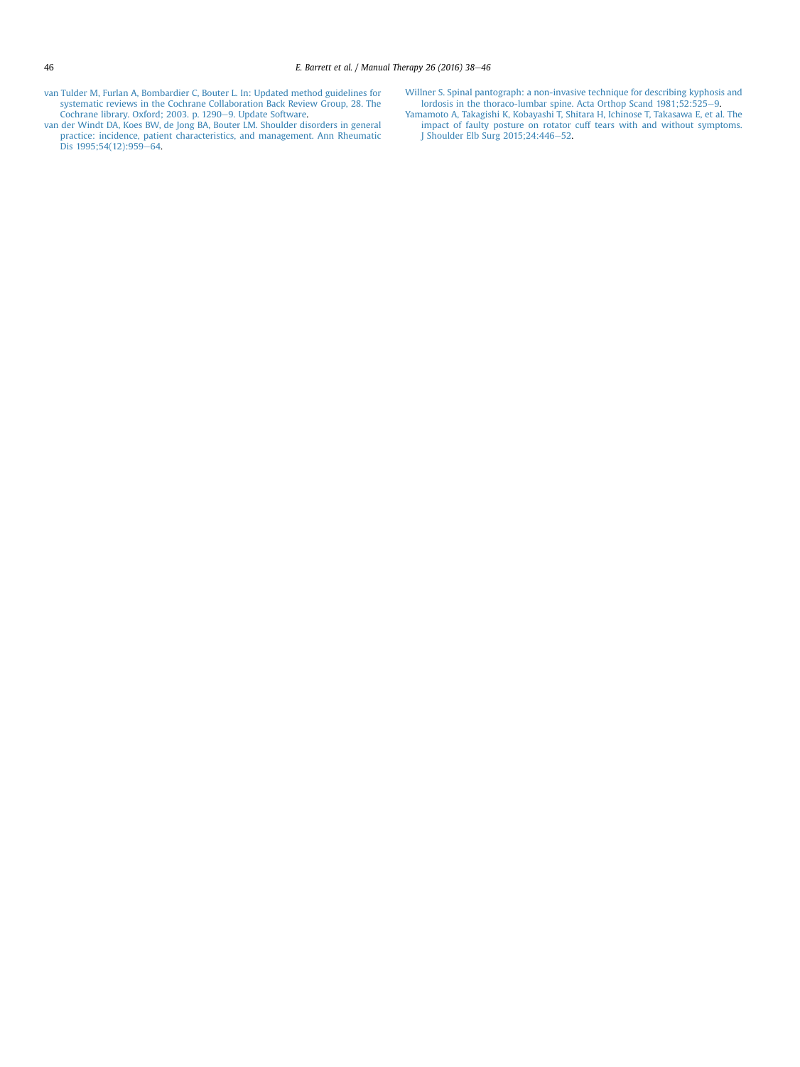van Tulder M, Furlan A, Bombardier C, Bouter L. In: Updated method guidelines for systematic reviews in the Cochrane Collaboration Back Review Group, 28. The Cochrane library. Oxford; 2003. p. 1290–9. Update Software.

van der Windt DA, Koes BW, de Jong BA, Bouter LM. Shoulder disorders in general practice: incidence, patient characteristics, and management. Ann Rheumatic Dis 1995;54(12):959–64.

Willner S. Spinal pantograph: a non-invasive technique for describing kyphosis and lordosis in the thoraco-lumbar spine. Acta Orthop Scand 1981;52:525–9.

Yamamoto A, Takagishi K, Kobayashi T, Shitara H, Ichinose T, Takasawa E, et al. The impact of faulty posture on rotator cuff tears with and without symptoms. J Shoulder Elb Surg 2015;24:446–52.